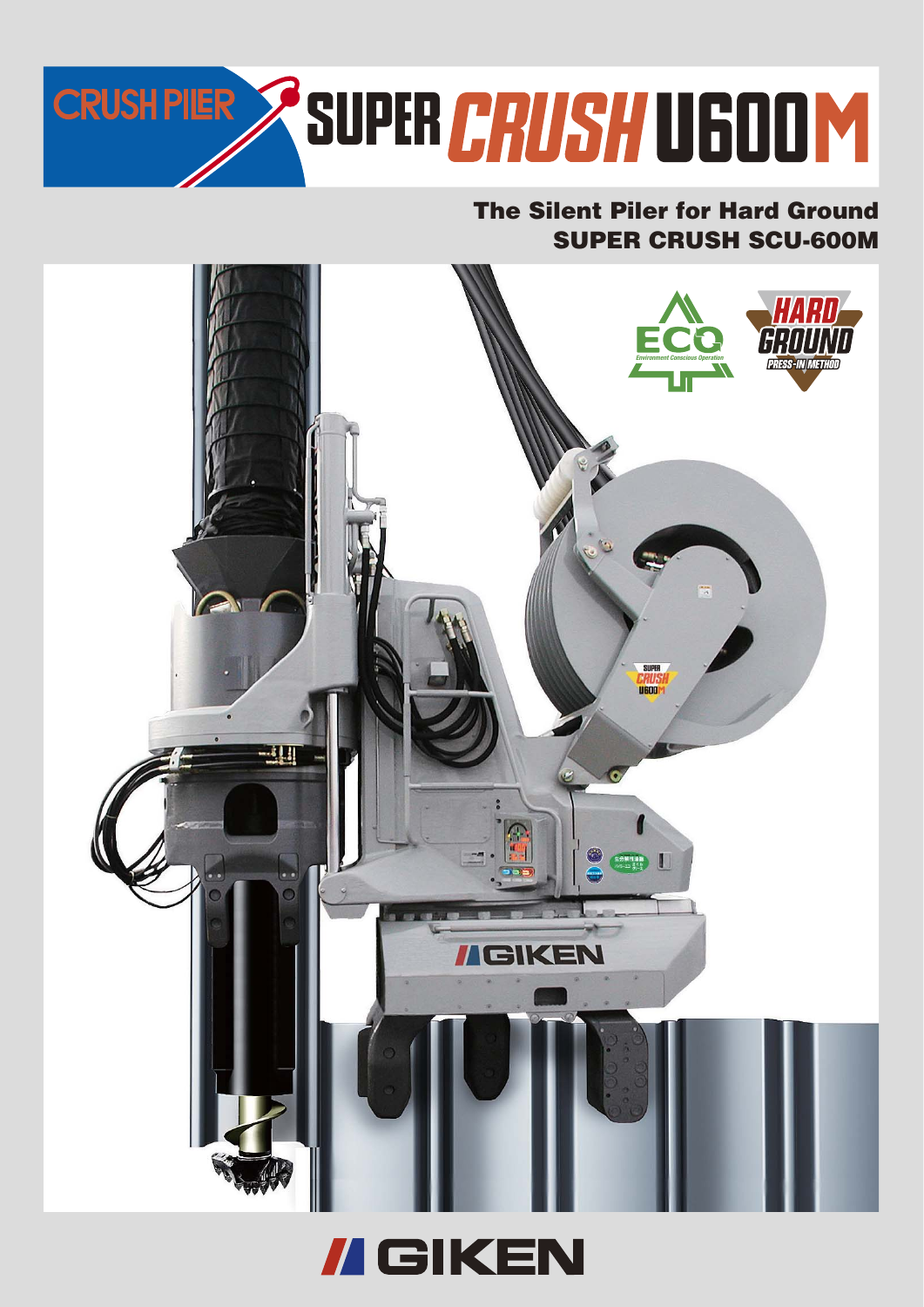# CRUSH PILER SUPER CRUSH U600M

## The Silent Piler for Hard Ground
## SUPER CRUSH SCU-600M

ECO Environment Conscious Operation

HARD GROUND PRESS-IN METHOD

GIKEN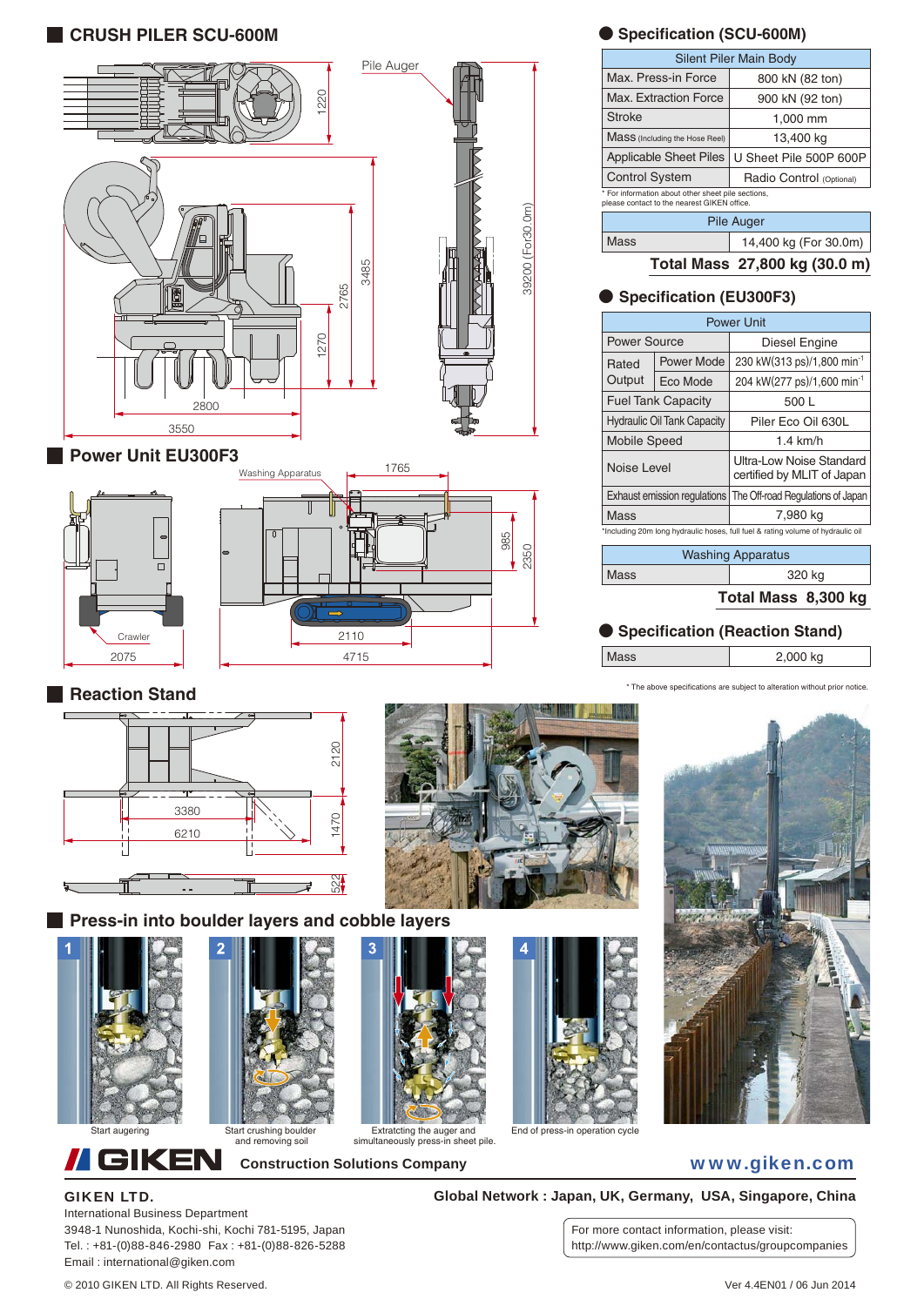## CRUSH PILER SCU-600M

Pile Auger

1220
3485
2765
1270
2800
3550
39200 (For30.0m)

## Power Unit EU300F3

Washing Apparatus
1765
985
2350
Crawler
2075
2110
4715

## Reaction Stand

2120
3380
6210
1470
522

## Specification (SCU-600M)

| Silent Piler Main Body | |
|---|---|
| Max. Press-in Force | 800 kN (82 ton) |
| Max. Extraction Force | 900 kN (92 ton) |
| Stroke | 1,000 mm |
| Mass (Including the Hose Reel) | 13,400 kg |
| Applicable Sheet Piles | U Sheet Pile 500P 600P |
| Control System | Radio Control (Optional) |

* For information about other sheet pile sections, please contact to the nearest GIKEN office.

| Pile Auger | |
|---|---|
| Mass | 14,400 kg (For 30.0m) |

**Total Mass 27,800 kg (30.0 m)**

## Specification (EU300F3)

| Power Unit | | |
|---|---|---|
| Power Source | | Diesel Engine |
| Rated Output | Power Mode | 230 kW(313 ps)/1,800 min$^{-1}$ |
| | Eco Mode | 204 kW(277 ps)/1,600 min$^{-1}$ |
| Fuel Tank Capacity | | 500 L |
| Hydraulic Oil Tank Capacity | | Piler Eco Oil 630L |
| Mobile Speed | | 1.4 km/h |
| Noise Level | | Ultra-Low Noise Standard certified by MLIT of Japan |
| Exhaust emission regulations | | The Off-road Regulations of Japan |
| Mass | | 7,980 kg |

*Including 20m long hydraulic hoses, full fuel & rating volume of hydraulic oil

| Washing Apparatus | |
|---|---|
| Mass | 320 kg |

**Total Mass 8,300 kg**

## Specification (Reaction Stand)

| | |
|---|---|
| Mass | 2,000 kg |

* The above specifications are subject to alteration without prior notice.

## Press-in into boulder layers and cobble layers

1. Start augering
2. Start crushing boulder and removing soil
3. Extratcting the auger and simultaneously press-in sheet pile.
4. End of press-in operation cycle

**GIKEN** Construction Solutions Company

www.giken.com

**GIKEN LTD.**
International Business Department
3948-1 Nunoshida, Kochi-shi, Kochi 781-5195, Japan
Tel. : +81-(0)88-846-2980 Fax : +81-(0)88-826-5288
Email : international@giken.com

**Global Network : Japan, UK, Germany, USA, Singapore, China**

For more contact information, please visit:
http://www.giken.com/en/contactus/groupcompanies

© 2010 GIKEN LTD. All Rights Reserved.

Ver 4.4EN01 / 06 Jun 2014